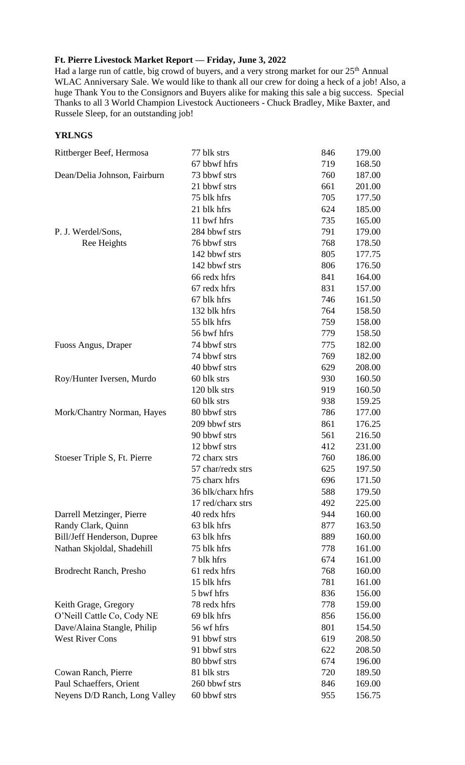**Ft. Pierre Livestock Market Report — Friday, June 3, 2022**

Had a large run of cattle, big crowd of buyers, and a very strong market for our 25th Annual WLAC Anniversary Sale. We would like to thank all our crew for doing a heck of a job! Also, a huge Thank You to the Consignors and Buyers alike for making this sale a big success. Special Thanks to all 3 World Champion Livestock Auctioneers - Chuck Bradley, Mike Baxter, and Russele Sleep, for an outstanding job!

**YRLNGS**

| | | | |
|---|---|---|---|
| Rittberger Beef, Hermosa | 77 blk strs | 846 | 179.00 |
| | 67 bbwf hfrs | 719 | 168.50 |
| Dean/Delia Johnson, Fairburn | 73 bbwf strs | 760 | 187.00 |
| | 21 bbwf strs | 661 | 201.00 |
| | 75 blk hfrs | 705 | 177.50 |
| | 21 blk hfrs | 624 | 185.00 |
| | 11 bwf hfrs | 735 | 165.00 |
| P. J. Werdel/Sons, Ree Heights | 284 bbwf strs | 791 | 179.00 |
| | 76 bbwf strs | 768 | 178.50 |
| | 142 bbwf strs | 805 | 177.75 |
| | 142 bbwf strs | 806 | 176.50 |
| | 66 redx hfrs | 841 | 164.00 |
| | 67 redx hfrs | 831 | 157.00 |
| | 67 blk hfrs | 746 | 161.50 |
| | 132 blk hfrs | 764 | 158.50 |
| | 55 blk hfrs | 759 | 158.00 |
| | 56 bwf hfrs | 779 | 158.50 |
| Fuoss Angus, Draper | 74 bbwf strs | 775 | 182.00 |
| | 74 bbwf strs | 769 | 182.00 |
| | 40 bbwf strs | 629 | 208.00 |
| Roy/Hunter Iversen, Murdo | 60 blk strs | 930 | 160.50 |
| | 120 blk strs | 919 | 160.50 |
| | 60 blk strs | 938 | 159.25 |
| Mork/Chantry Norman, Hayes | 80 bbwf strs | 786 | 177.00 |
| | 209 bbwf strs | 861 | 176.25 |
| | 90 bbwf strs | 561 | 216.50 |
| | 12 bbwf strs | 412 | 231.00 |
| Stoeser Triple S, Ft. Pierre | 72 charx strs | 760 | 186.00 |
| | 57 char/redx strs | 625 | 197.50 |
| | 75 charx hfrs | 696 | 171.50 |
| | 36 blk/charx hfrs | 588 | 179.50 |
| | 17 red/charx strs | 492 | 225.00 |
| Darrell Metzinger, Pierre | 40 redx hfrs | 944 | 160.00 |
| Randy Clark, Quinn | 63 blk hfrs | 877 | 163.50 |
| Bill/Jeff Henderson, Dupree | 63 blk hfrs | 889 | 160.00 |
| Nathan Skjoldal, Shadehill | 75 blk hfrs | 778 | 161.00 |
| | 7 blk hfrs | 674 | 161.00 |
| Brodrecht Ranch, Presho | 61 redx hfrs | 768 | 160.00 |
| | 15 blk hfrs | 781 | 161.00 |
| | 5 bwf hfrs | 836 | 156.00 |
| Keith Grage, Gregory | 78 redx hfrs | 778 | 159.00 |
| O'Neill Cattle Co, Cody NE | 69 blk hfrs | 856 | 156.00 |
| Dave/Alaina Stangle, Philip | 56 wf hfrs | 801 | 154.50 |
| West River Cons | 91 bbwf strs | 619 | 208.50 |
| | 91 bbwf strs | 622 | 208.50 |
| | 80 bbwf strs | 674 | 196.00 |
| Cowan Ranch, Pierre | 81 blk strs | 720 | 189.50 |
| Paul Schaeffers, Orient | 260 bbwf strs | 846 | 169.00 |
| Neyens D/D Ranch, Long Valley | 60 bbwf strs | 955 | 156.75 |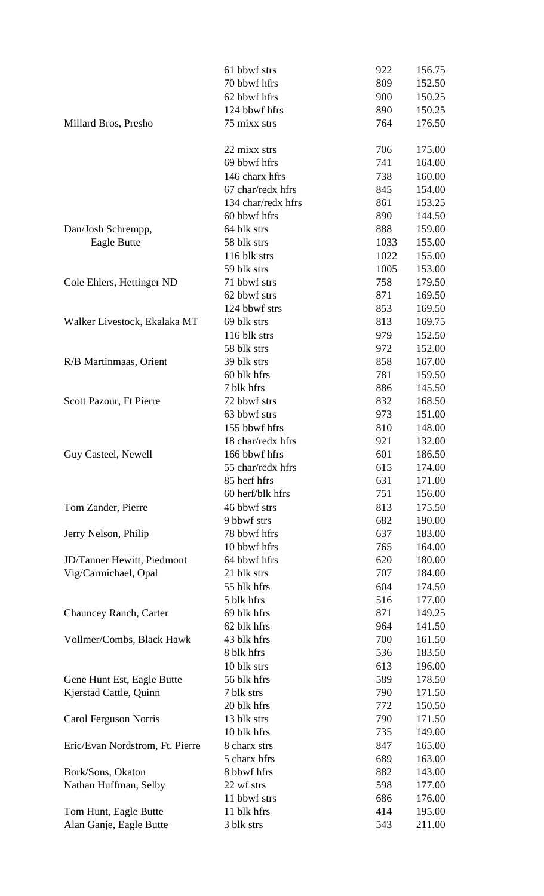| | | | |
|---|---|---|---|
| | 61 bbwf strs | 922 | 156.75 |
| | 70 bbwf hfrs | 809 | 152.50 |
| | 62 bbwf hfrs | 900 | 150.25 |
| | 124 bbwf hfrs | 890 | 150.25 |
| Millard Bros, Presho | 75 mixx strs | 764 | 176.50 |
| | 22 mixx strs | 706 | 175.00 |
| | 69 bbwf hfrs | 741 | 164.00 |
| | 146 charx hfrs | 738 | 160.00 |
| | 67 char/redx hfrs | 845 | 154.00 |
| | 134 char/redx hfrs | 861 | 153.25 |
| | 60 bbwf hfrs | 890 | 144.50 |
| Dan/Josh Schrempp, | 64 blk strs | 888 | 159.00 |
| Eagle Butte | 58 blk strs | 1033 | 155.00 |
| | 116 blk strs | 1022 | 155.00 |
| | 59 blk strs | 1005 | 153.00 |
| Cole Ehlers, Hettinger ND | 71 bbwf strs | 758 | 179.50 |
| | 62 bbwf strs | 871 | 169.50 |
| | 124 bbwf strs | 853 | 169.50 |
| Walker Livestock, Ekalaka MT | 69 blk strs | 813 | 169.75 |
| | 116 blk strs | 979 | 152.50 |
| | 58 blk strs | 972 | 152.00 |
| R/B Martinmaas, Orient | 39 blk strs | 858 | 167.00 |
| | 60 blk hfrs | 781 | 159.50 |
| | 7 blk hfrs | 886 | 145.50 |
| Scott Pazour, Ft Pierre | 72 bbwf strs | 832 | 168.50 |
| | 63 bbwf strs | 973 | 151.00 |
| | 155 bbwf hfrs | 810 | 148.00 |
| | 18 char/redx hfrs | 921 | 132.00 |
| Guy Casteel, Newell | 166 bbwf hfrs | 601 | 186.50 |
| | 55 char/redx hfrs | 615 | 174.00 |
| | 85 herf hfrs | 631 | 171.00 |
| | 60 herf/blk hfrs | 751 | 156.00 |
| Tom Zander, Pierre | 46 bbwf strs | 813 | 175.50 |
| | 9 bbwf strs | 682 | 190.00 |
| Jerry Nelson, Philip | 78 bbwf hfrs | 637 | 183.00 |
| | 10 bbwf hfrs | 765 | 164.00 |
| JD/Tanner Hewitt, Piedmont | 64 bbwf hfrs | 620 | 180.00 |
| Vig/Carmichael, Opal | 21 blk strs | 707 | 184.00 |
| | 55 blk hfrs | 604 | 174.50 |
| | 5 blk hfrs | 516 | 177.00 |
| Chauncey Ranch, Carter | 69 blk hfrs | 871 | 149.25 |
| | 62 blk hfrs | 964 | 141.50 |
| Vollmer/Combs, Black Hawk | 43 blk hfrs | 700 | 161.50 |
| | 8 blk hfrs | 536 | 183.50 |
| | 10 blk strs | 613 | 196.00 |
| Gene Hunt Est, Eagle Butte | 56 blk hfrs | 589 | 178.50 |
| Kjerstad Cattle, Quinn | 7 blk strs | 790 | 171.50 |
| | 20 blk hfrs | 772 | 150.50 |
| Carol Ferguson Norris | 13 blk strs | 790 | 171.50 |
| | 10 blk hfrs | 735 | 149.00 |
| Eric/Evan Nordstrom, Ft. Pierre | 8 charx strs | 847 | 165.00 |
| | 5 charx hfrs | 689 | 163.00 |
| Bork/Sons, Okaton | 8 bbwf hfrs | 882 | 143.00 |
| Nathan Huffman, Selby | 22 wf strs | 598 | 177.00 |
| | 11 bbwf strs | 686 | 176.00 |
| Tom Hunt, Eagle Butte | 11 blk hfrs | 414 | 195.00 |
| Alan Ganje, Eagle Butte | 3 blk strs | 543 | 211.00 |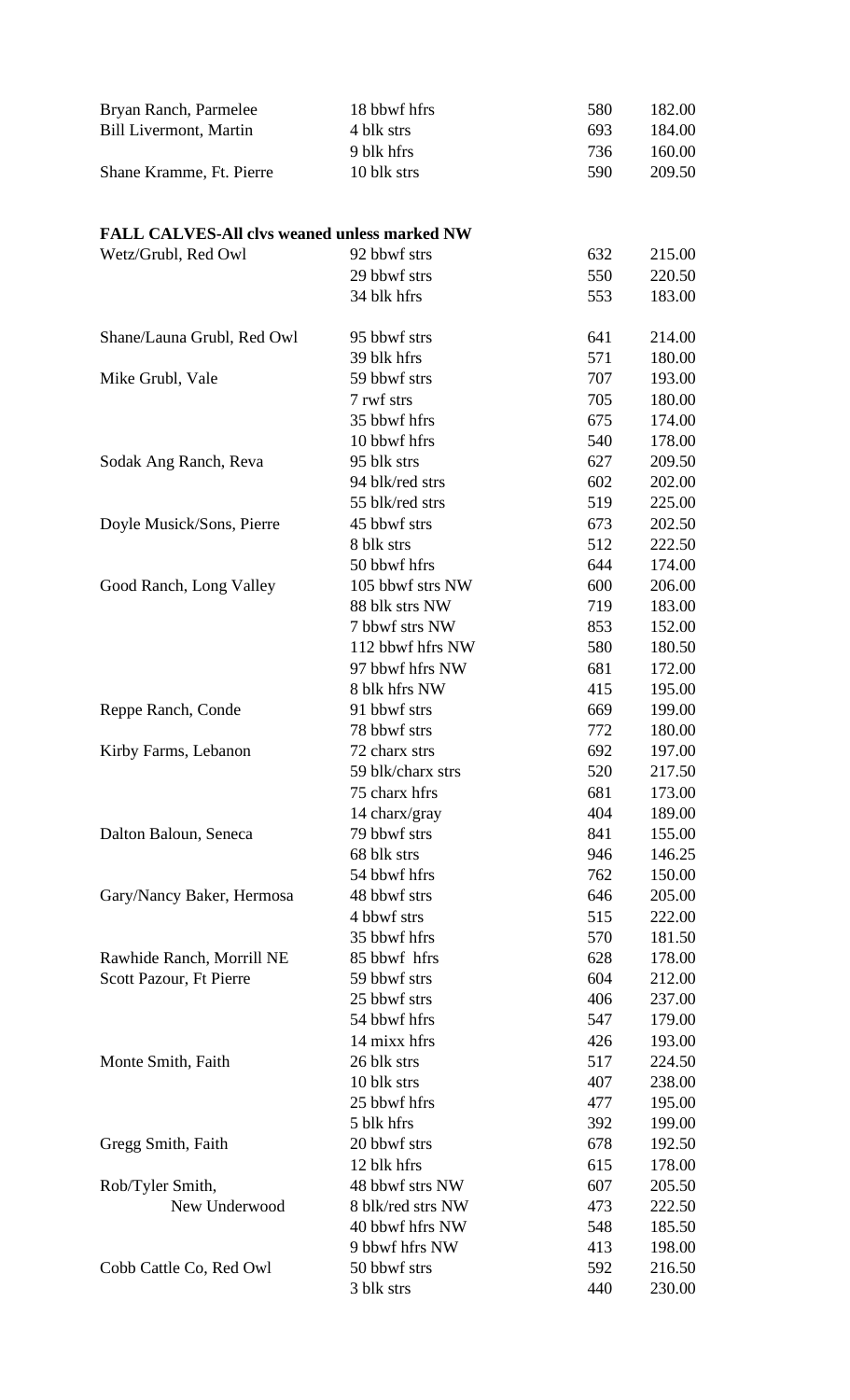| | | | |
|---|---|---|---|
| Bryan Ranch, Parmelee | 18 bbwf hfrs | 580 | 182.00 |
| Bill Livermont, Martin | 4 blk strs | 693 | 184.00 |
| | 9 blk hfrs | 736 | 160.00 |
| Shane Kramme, Ft. Pierre | 10 blk strs | 590 | 209.50 |

**FALL CALVES-All clvs weaned unless marked NW**

| | | | |
|---|---|---|---|
| Wetz/Grubl, Red Owl | 92 bbwf strs | 632 | 215.00 |
| | 29 bbwf strs | 550 | 220.50 |
| | 34 blk hfrs | 553 | 183.00 |
| Shane/Launa Grubl, Red Owl | 95 bbwf strs | 641 | 214.00 |
| | 39 blk hfrs | 571 | 180.00 |
| Mike Grubl, Vale | 59 bbwf strs | 707 | 193.00 |
| | 7 rwf strs | 705 | 180.00 |
| | 35 bbwf hfrs | 675 | 174.00 |
| | 10 bbwf hfrs | 540 | 178.00 |
| Sodak Ang Ranch, Reva | 95 blk strs | 627 | 209.50 |
| | 94 blk/red strs | 602 | 202.00 |
| | 55 blk/red strs | 519 | 225.00 |
| Doyle Musick/Sons, Pierre | 45 bbwf strs | 673 | 202.50 |
| | 8 blk strs | 512 | 222.50 |
| | 50 bbwf hfrs | 644 | 174.00 |
| Good Ranch, Long Valley | 105 bbwf strs NW | 600 | 206.00 |
| | 88 blk strs NW | 719 | 183.00 |
| | 7 bbwf strs NW | 853 | 152.00 |
| | 112 bbwf hfrs NW | 580 | 180.50 |
| | 97 bbwf hfrs NW | 681 | 172.00 |
| | 8 blk hfrs NW | 415 | 195.00 |
| Reppe Ranch, Conde | 91 bbwf strs | 669 | 199.00 |
| | 78 bbwf strs | 772 | 180.00 |
| Kirby Farms, Lebanon | 72 charx strs | 692 | 197.00 |
| | 59 blk/charx strs | 520 | 217.50 |
| | 75 charx hfrs | 681 | 173.00 |
| | 14 charx/gray | 404 | 189.00 |
| Dalton Baloun, Seneca | 79 bbwf strs | 841 | 155.00 |
| | 68 blk strs | 946 | 146.25 |
| | 54 bbwf hfrs | 762 | 150.00 |
| Gary/Nancy Baker, Hermosa | 48 bbwf strs | 646 | 205.00 |
| | 4 bbwf strs | 515 | 222.00 |
| | 35 bbwf hfrs | 570 | 181.50 |
| Rawhide Ranch, Morrill NE | 85 bbwf hfrs | 628 | 178.00 |
| Scott Pazour, Ft Pierre | 59 bbwf strs | 604 | 212.00 |
| | 25 bbwf strs | 406 | 237.00 |
| | 54 bbwf hfrs | 547 | 179.00 |
| | 14 mixx hfrs | 426 | 193.00 |
| Monte Smith, Faith | 26 blk strs | 517 | 224.50 |
| | 10 blk strs | 407 | 238.00 |
| | 25 bbwf hfrs | 477 | 195.00 |
| | 5 blk hfrs | 392 | 199.00 |
| Gregg Smith, Faith | 20 bbwf strs | 678 | 192.50 |
| | 12 blk hfrs | 615 | 178.00 |
| Rob/Tyler Smith, | 48 bbwf strs NW | 607 | 205.50 |
| New Underwood | 8 blk/red strs NW | 473 | 222.50 |
| | 40 bbwf hfrs NW | 548 | 185.50 |
| | 9 bbwf hfrs NW | 413 | 198.00 |
| Cobb Cattle Co, Red Owl | 50 bbwf strs | 592 | 216.50 |
| | 3 blk strs | 440 | 230.00 |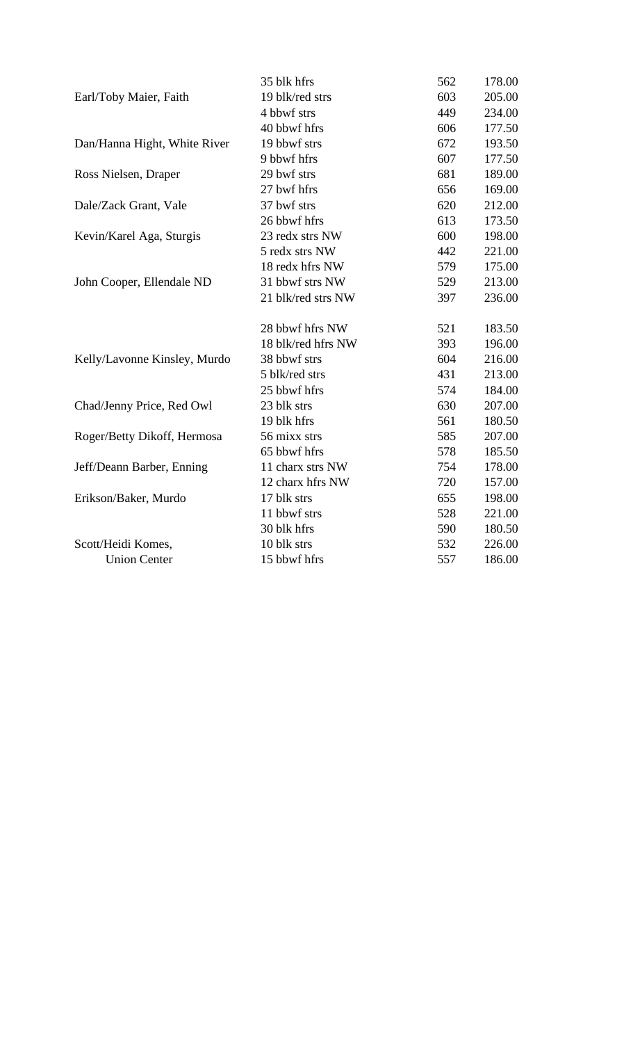| | | | |
|---|---|---|---|
| | 35 blk hfrs | 562 | 178.00 |
| Earl/Toby Maier, Faith | 19 blk/red strs | 603 | 205.00 |
| | 4 bbwf strs | 449 | 234.00 |
| | 40 bbwf hfrs | 606 | 177.50 |
| Dan/Hanna Hight, White River | 19 bbwf strs | 672 | 193.50 |
| | 9 bbwf hfrs | 607 | 177.50 |
| Ross Nielsen, Draper | 29 bwf strs | 681 | 189.00 |
| | 27 bwf hfrs | 656 | 169.00 |
| Dale/Zack Grant, Vale | 37 bwf strs | 620 | 212.00 |
| | 26 bbwf hfrs | 613 | 173.50 |
| Kevin/Karel Aga, Sturgis | 23 redx strs NW | 600 | 198.00 |
| | 5 redx strs NW | 442 | 221.00 |
| | 18 redx hfrs NW | 579 | 175.00 |
| John Cooper, Ellendale ND | 31 bbwf strs NW | 529 | 213.00 |
| | 21 blk/red strs NW | 397 | 236.00 |
| | 28 bbwf hfrs NW | 521 | 183.50 |
| | 18 blk/red hfrs NW | 393 | 196.00 |
| Kelly/Lavonne Kinsley, Murdo | 38 bbwf strs | 604 | 216.00 |
| | 5 blk/red strs | 431 | 213.00 |
| | 25 bbwf hfrs | 574 | 184.00 |
| Chad/Jenny Price, Red Owl | 23 blk strs | 630 | 207.00 |
| | 19 blk hfrs | 561 | 180.50 |
| Roger/Betty Dikoff, Hermosa | 56 mixx strs | 585 | 207.00 |
| | 65 bbwf hfrs | 578 | 185.50 |
| Jeff/Deann Barber, Enning | 11 charx strs NW | 754 | 178.00 |
| | 12 charx hfrs NW | 720 | 157.00 |
| Erikson/Baker, Murdo | 17 blk strs | 655 | 198.00 |
| | 11 bbwf strs | 528 | 221.00 |
| | 30 blk hfrs | 590 | 180.50 |
| Scott/Heidi Komes, | 10 blk strs | 532 | 226.00 |
| Union Center | 15 bbwf hfrs | 557 | 186.00 |